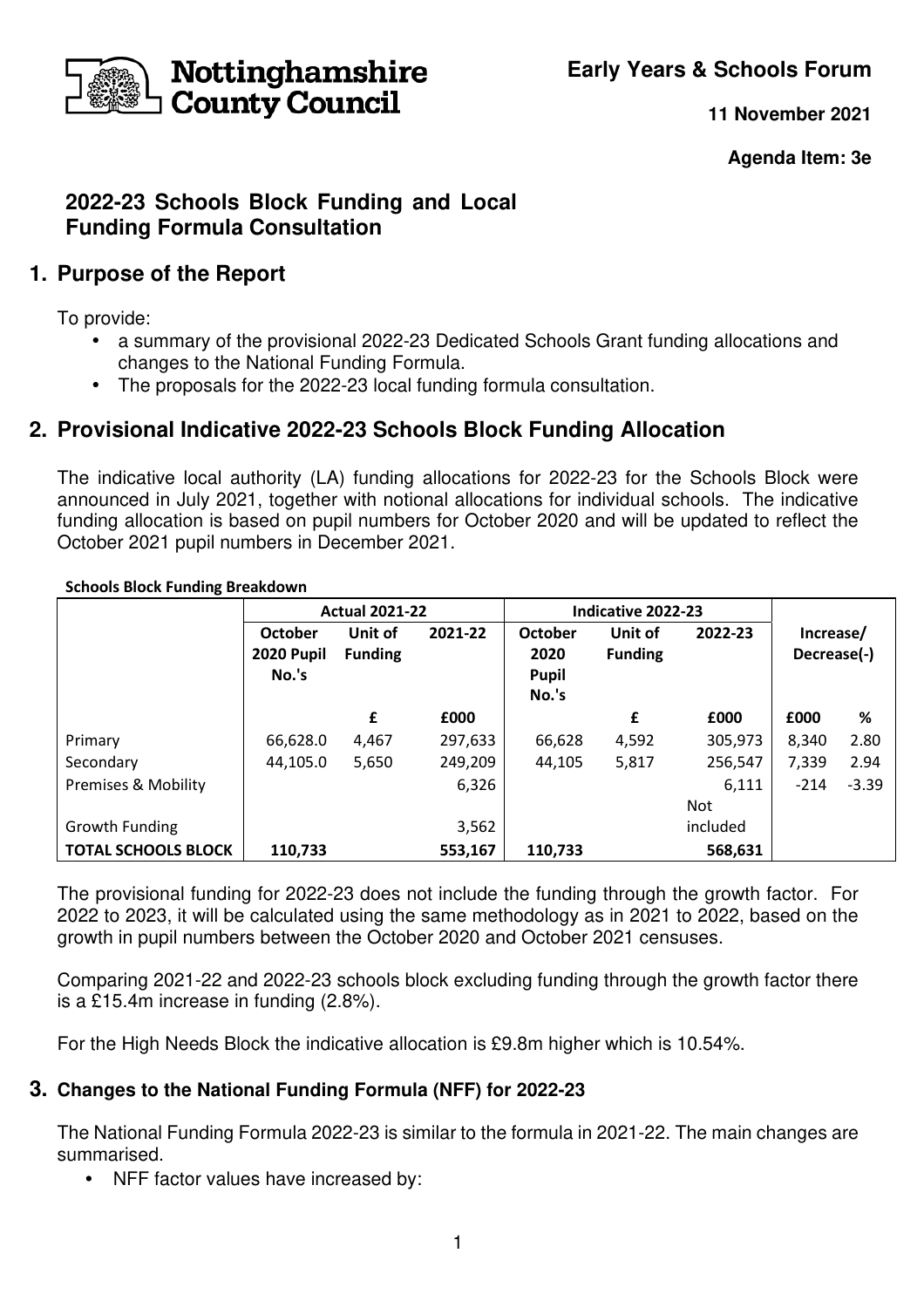Nottinghamshire County Council

**Early Years & Schools Forum**

**11 November 2021**

**Agenda Item: 3e**

## 2022-23 Schools Block Funding and Local Funding Formula Consultation

## 1. Purpose of the Report

To provide:

- a summary of the provisional 2022-23 Dedicated Schools Grant funding allocations and changes to the National Funding Formula.
- The proposals for the 2022-23 local funding formula consultation.

## 2. Provisional Indicative 2022-23 Schools Block Funding Allocation

The indicative local authority (LA) funding allocations for 2022-23 for the Schools Block were announced in July 2021, together with notional allocations for individual schools. The indicative funding allocation is based on pupil numbers for October 2020 and will be updated to reflect the October 2021 pupil numbers in December 2021.

**Schools Block Funding Breakdown**

| | Actual 2021-22 | | | Indicative 2022-23 | | | Increase/ Decrease(-) | |
|---|---|---|---|---|---|---|---|---|
| | October 2020 Pupil No.'s | Unit of Funding | 2021-22 | October 2020 Pupil No.'s | Unit of Funding | 2022-23 | | |
| | | £ | £000 | | £ | £000 | £000 | % |
| Primary | 66,628.0 | 4,467 | 297,633 | 66,628 | 4,592 | 305,973 | 8,340 | 2.80 |
| Secondary | 44,105.0 | 5,650 | 249,209 | 44,105 | 5,817 | 256,547 | 7,339 | 2.94 |
| Premises & Mobility | | | 6,326 | | | 6,111 | -214 | -3.39 |
| Growth Funding | | | 3,562 | | | Not included | | |
| **TOTAL SCHOOLS BLOCK** | **110,733** | | **553,167** | **110,733** | | **568,631** | | |

The provisional funding for 2022-23 does not include the funding through the growth factor. For 2022 to 2023, it will be calculated using the same methodology as in 2021 to 2022, based on the growth in pupil numbers between the October 2020 and October 2021 censuses.

Comparing 2021-22 and 2022-23 schools block excluding funding through the growth factor there is a £15.4m increase in funding (2.8%).

For the High Needs Block the indicative allocation is £9.8m higher which is 10.54%.

### 3. Changes to the National Funding Formula (NFF) for 2022-23

The National Funding Formula 2022-23 is similar to the formula in 2021-22. The main changes are summarised.

- NFF factor values have increased by: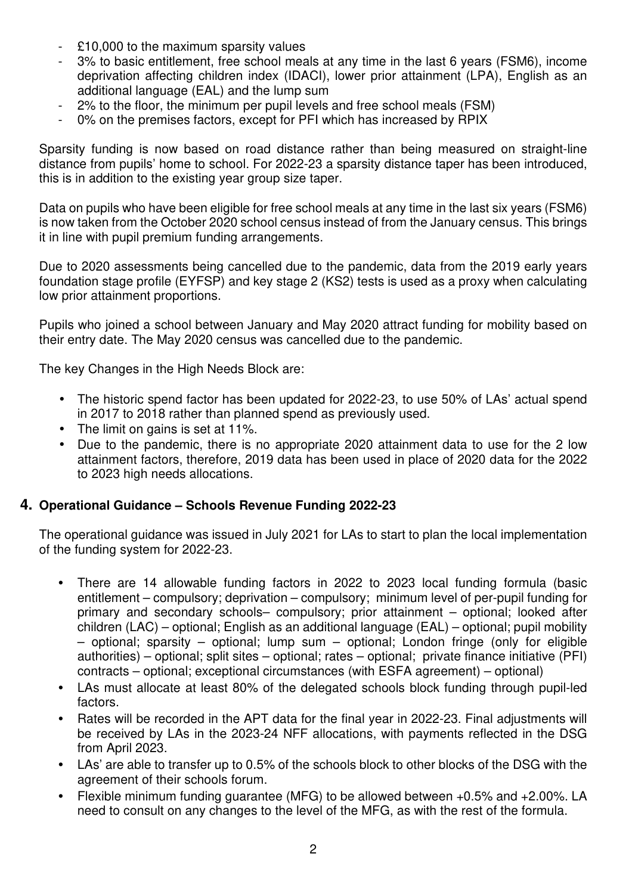- £10,000 to the maximum sparsity values
- 3% to basic entitlement, free school meals at any time in the last 6 years (FSM6), income deprivation affecting children index (IDACI), lower prior attainment (LPA), English as an additional language (EAL) and the lump sum
- 2% to the floor, the minimum per pupil levels and free school meals (FSM)
- 0% on the premises factors, except for PFI which has increased by RPIX

Sparsity funding is now based on road distance rather than being measured on straight-line distance from pupils' home to school. For 2022-23 a sparsity distance taper has been introduced, this is in addition to the existing year group size taper.

Data on pupils who have been eligible for free school meals at any time in the last six years (FSM6) is now taken from the October 2020 school census instead of from the January census. This brings it in line with pupil premium funding arrangements.

Due to 2020 assessments being cancelled due to the pandemic, data from the 2019 early years foundation stage profile (EYFSP) and key stage 2 (KS2) tests is used as a proxy when calculating low prior attainment proportions.

Pupils who joined a school between January and May 2020 attract funding for mobility based on their entry date. The May 2020 census was cancelled due to the pandemic.

The key Changes in the High Needs Block are:

- The historic spend factor has been updated for 2022-23, to use 50% of LAs' actual spend in 2017 to 2018 rather than planned spend as previously used.
- The limit on gains is set at 11%.
- Due to the pandemic, there is no appropriate 2020 attainment data to use for the 2 low attainment factors, therefore, 2019 data has been used in place of 2020 data for the 2022 to 2023 high needs allocations.

## 4. Operational Guidance – Schools Revenue Funding 2022-23

The operational guidance was issued in July 2021 for LAs to start to plan the local implementation of the funding system for 2022-23.

- There are 14 allowable funding factors in 2022 to 2023 local funding formula (basic entitlement – compulsory; deprivation – compulsory; minimum level of per-pupil funding for primary and secondary schools– compulsory; prior attainment – optional; looked after children (LAC) – optional; English as an additional language (EAL) – optional; pupil mobility – optional; sparsity – optional; lump sum – optional; London fringe (only for eligible authorities) – optional; split sites – optional; rates – optional; private finance initiative (PFI) contracts – optional; exceptional circumstances (with ESFA agreement) – optional)
- LAs must allocate at least 80% of the delegated schools block funding through pupil-led factors.
- Rates will be recorded in the APT data for the final year in 2022-23. Final adjustments will be received by LAs in the 2023-24 NFF allocations, with payments reflected in the DSG from April 2023.
- LAs' are able to transfer up to 0.5% of the schools block to other blocks of the DSG with the agreement of their schools forum.
- Flexible minimum funding guarantee (MFG) to be allowed between +0.5% and +2.00%. LA need to consult on any changes to the level of the MFG, as with the rest of the formula.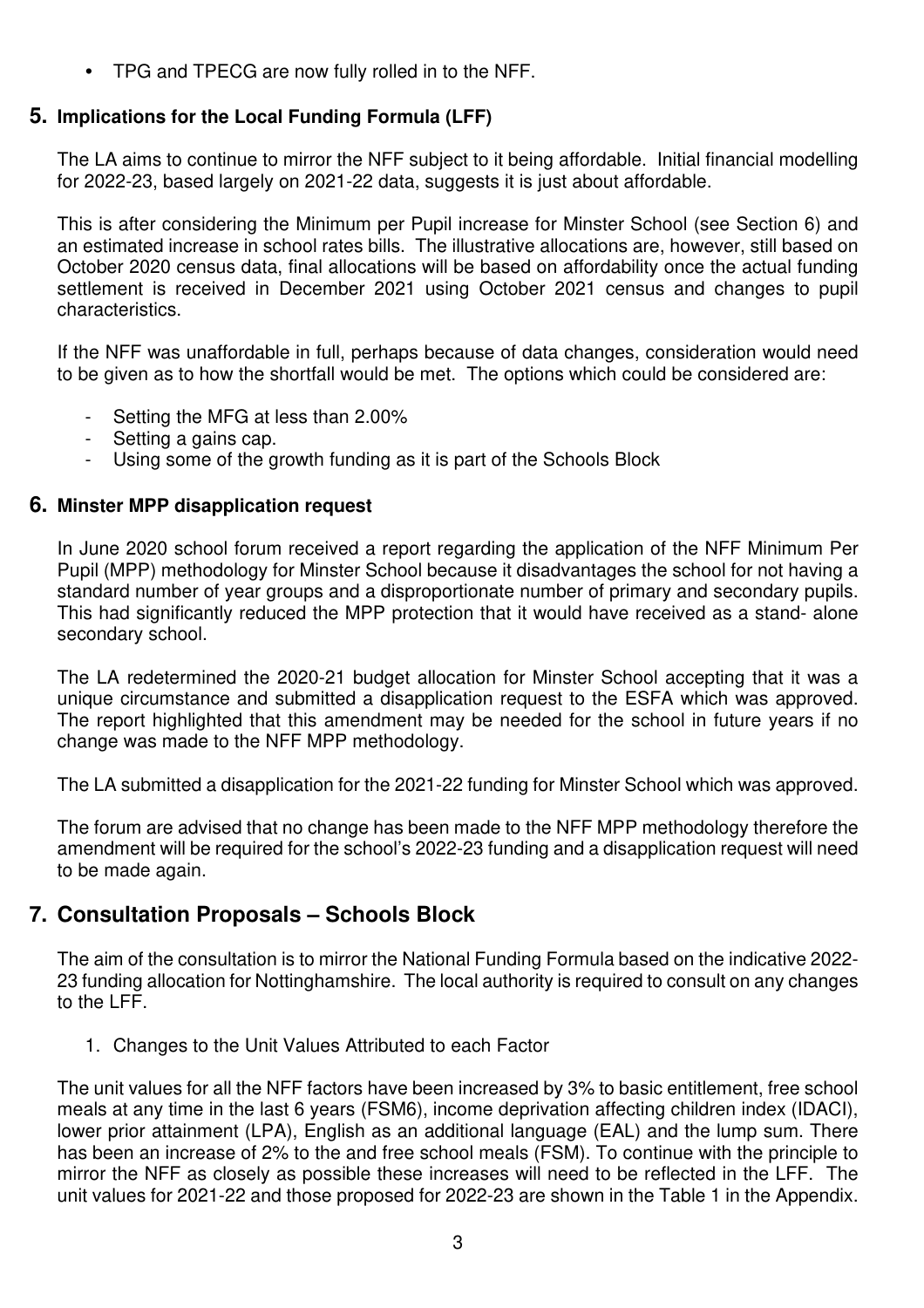- TPG and TPECG are now fully rolled in to the NFF.

## 5. Implications for the Local Funding Formula (LFF)

The LA aims to continue to mirror the NFF subject to it being affordable. Initial financial modelling for 2022-23, based largely on 2021-22 data, suggests it is just about affordable.

This is after considering the Minimum per Pupil increase for Minster School (see Section 6) and an estimated increase in school rates bills. The illustrative allocations are, however, still based on October 2020 census data, final allocations will be based on affordability once the actual funding settlement is received in December 2021 using October 2021 census and changes to pupil characteristics.

If the NFF was unaffordable in full, perhaps because of data changes, consideration would need to be given as to how the shortfall would be met. The options which could be considered are:

- Setting the MFG at less than 2.00%
- Setting a gains cap.
- Using some of the growth funding as it is part of the Schools Block

## 6. Minster MPP disapplication request

In June 2020 school forum received a report regarding the application of the NFF Minimum Per Pupil (MPP) methodology for Minster School because it disadvantages the school for not having a standard number of year groups and a disproportionate number of primary and secondary pupils. This had significantly reduced the MPP protection that it would have received as a stand- alone secondary school.

The LA redetermined the 2020-21 budget allocation for Minster School accepting that it was a unique circumstance and submitted a disapplication request to the ESFA which was approved. The report highlighted that this amendment may be needed for the school in future years if no change was made to the NFF MPP methodology.

The LA submitted a disapplication for the 2021-22 funding for Minster School which was approved.

The forum are advised that no change has been made to the NFF MPP methodology therefore the amendment will be required for the school's 2022-23 funding and a disapplication request will need to be made again.

## 7. Consultation Proposals – Schools Block

The aim of the consultation is to mirror the National Funding Formula based on the indicative 2022-23 funding allocation for Nottinghamshire. The local authority is required to consult on any changes to the LFF.

1. Changes to the Unit Values Attributed to each Factor

The unit values for all the NFF factors have been increased by 3% to basic entitlement, free school meals at any time in the last 6 years (FSM6), income deprivation affecting children index (IDACI), lower prior attainment (LPA), English as an additional language (EAL) and the lump sum. There has been an increase of 2% to the and free school meals (FSM). To continue with the principle to mirror the NFF as closely as possible these increases will need to be reflected in the LFF. The unit values for 2021-22 and those proposed for 2022-23 are shown in the Table 1 in the Appendix.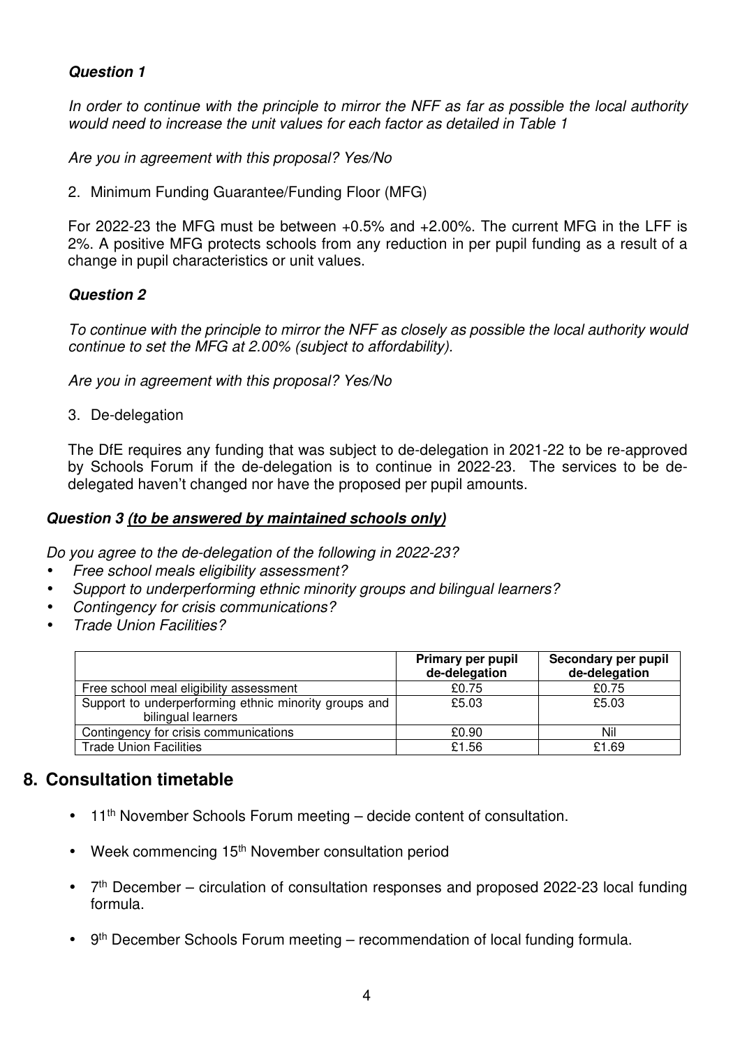***Question 1***

*In order to continue with the principle to mirror the NFF as far as possible the local authority would need to increase the unit values for each factor as detailed in Table 1*

*Are you in agreement with this proposal? Yes/No*

2. Minimum Funding Guarantee/Funding Floor (MFG)

For 2022-23 the MFG must be between +0.5% and +2.00%. The current MFG in the LFF is 2%. A positive MFG protects schools from any reduction in per pupil funding as a result of a change in pupil characteristics or unit values.

***Question 2***

*To continue with the principle to mirror the NFF as closely as possible the local authority would continue to set the MFG at 2.00% (subject to affordability).*

*Are you in agreement with this proposal? Yes/No*

3. De-delegation

The DfE requires any funding that was subject to de-delegation in 2021-22 to be re-approved by Schools Forum if the de-delegation is to continue in 2022-23. The services to be de-delegated haven't changed nor have the proposed per pupil amounts.

***Question 3 <u>(to be answered by maintained schools only)</u>***

*Do you agree to the de-delegation of the following in 2022-23?*

- *Free school meals eligibility assessment?*
- *Support to underperforming ethnic minority groups and bilingual learners?*
- *Contingency for crisis communications?*
- *Trade Union Facilities?*

| | Primary per pupil de-delegation | Secondary per pupil de-delegation |
|---|---|---|
| Free school meal eligibility assessment | £0.75 | £0.75 |
| Support to underperforming ethnic minority groups and bilingual learners | £5.03 | £5.03 |
| Contingency for crisis communications | £0.90 | Nil |
| Trade Union Facilities | £1.56 | £1.69 |

## 8. Consultation timetable

- 11th November Schools Forum meeting – decide content of consultation.
- Week commencing 15th November consultation period
- 7th December – circulation of consultation responses and proposed 2022-23 local funding formula.
- 9th December Schools Forum meeting – recommendation of local funding formula.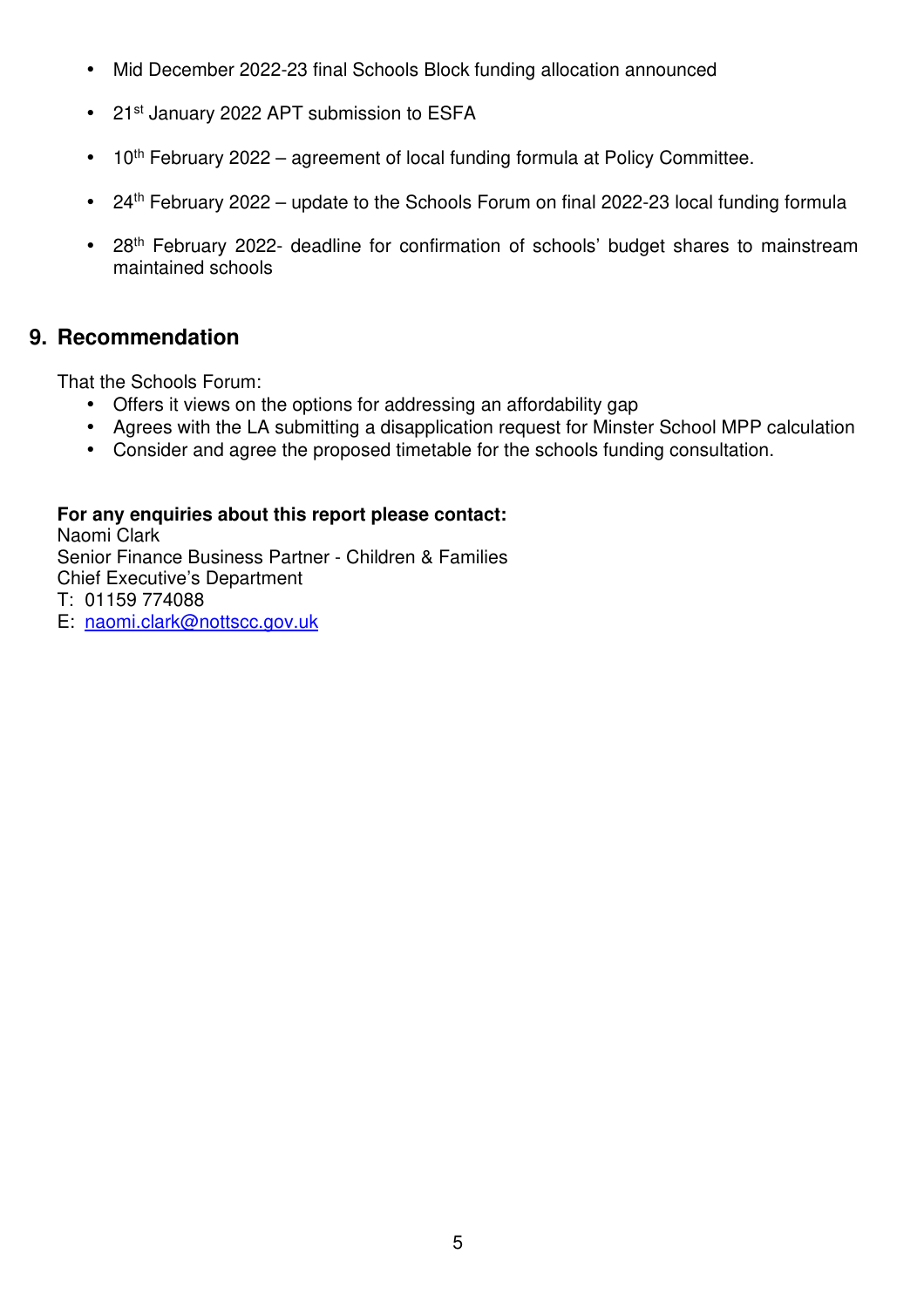- Mid December 2022-23 final Schools Block funding allocation announced
- 21st January 2022 APT submission to ESFA
- 10th February 2022 – agreement of local funding formula at Policy Committee.
- 24th February 2022 – update to the Schools Forum on final 2022-23 local funding formula
- 28th February 2022- deadline for confirmation of schools' budget shares to mainstream maintained schools

## 9. Recommendation

That the Schools Forum:

- Offers it views on the options for addressing an affordability gap
- Agrees with the LA submitting a disapplication request for Minster School MPP calculation
- Consider and agree the proposed timetable for the schools funding consultation.

**For any enquiries about this report please contact:**
Naomi Clark
Senior Finance Business Partner - Children & Families
Chief Executive's Department
T: 01159 774088
E: naomi.clark@nottscc.gov.uk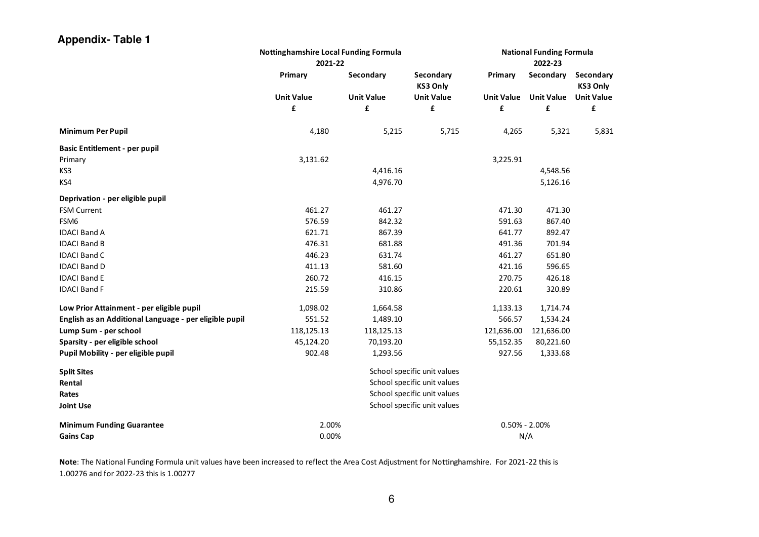## Appendix- Table 1

| | Nottinghamshire Local Funding Formula 2021-22 | | | National Funding Formula 2022-23 | | |
|---|---|---|---|---|---|---|
| | Primary | Secondary | Secondary KS3 Only | Primary | Secondary | Secondary KS3 Only |
| | Unit Value £ | Unit Value £ | Unit Value £ | Unit Value £ | Unit Value £ | Unit Value £ |
| **Minimum Per Pupil** | 4,180 | 5,215 | 5,715 | 4,265 | 5,321 | 5,831 |
| **Basic Entitlement - per pupil** | | | | | | |
| Primary | 3,131.62 | | | 3,225.91 | | |
| KS3 | | 4,416.16 | | | 4,548.56 | |
| KS4 | | 4,976.70 | | | 5,126.16 | |
| **Deprivation - per eligible pupil** | | | | | | |
| FSM Current | 461.27 | 461.27 | | 471.30 | 471.30 | |
| FSM6 | 576.59 | 842.32 | | 591.63 | 867.40 | |
| IDACI Band A | 621.71 | 867.39 | | 641.77 | 892.47 | |
| IDACI Band B | 476.31 | 681.88 | | 491.36 | 701.94 | |
| IDACI Band C | 446.23 | 631.74 | | 461.27 | 651.80 | |
| IDACI Band D | 411.13 | 581.60 | | 421.16 | 596.65 | |
| IDACI Band E | 260.72 | 416.15 | | 270.75 | 426.18 | |
| IDACI Band F | 215.59 | 310.86 | | 220.61 | 320.89 | |
| **Low Prior Attainment - per eligible pupil** | 1,098.02 | 1,664.58 | | 1,133.13 | 1,714.74 | |
| **English as an Additional Language - per eligible pupil** | 551.52 | 1,489.10 | | 566.57 | 1,534.24 | |
| **Lump Sum - per school** | 118,125.13 | 118,125.13 | | 121,636.00 | 121,636.00 | |
| **Sparsity - per eligible school** | 45,124.20 | 70,193.20 | | 55,152.35 | 80,221.60 | |
| **Pupil Mobility - per eligible pupil** | 902.48 | 1,293.56 | | 927.56 | 1,333.68 | |
| **Split Sites** | School specific unit values | | | | | |
| **Rental** | School specific unit values | | | | | |
| **Rates** | School specific unit values | | | | | |
| **Joint Use** | School specific unit values | | | | | |
| **Minimum Funding Guarantee** | 2.00% | | | 0.50% - 2.00% | | |
| **Gains Cap** | 0.00% | | | N/A | | |

**Note**: The National Funding Formula unit values have been increased to reflect the Area Cost Adjustment for Nottinghamshire. For 2021-22 this is 1.00276 and for 2022-23 this is 1.00277